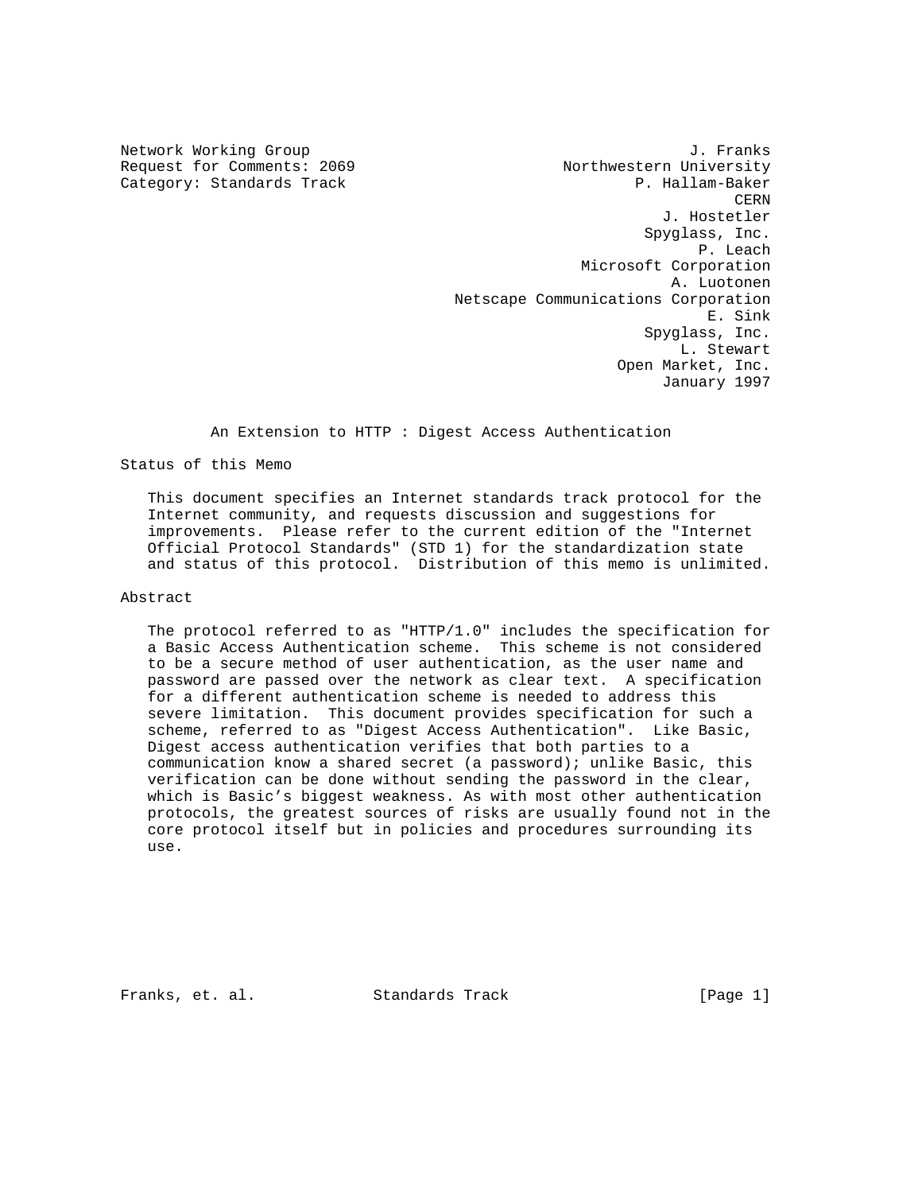Network Working Group J. Franks
Request for Comments: 2069 Northwestern University
Category: Standards Track P. Hallam-Baker
CERN
J. Hostetler
Spyglass, Inc.
P. Leach
Microsoft Corporation
A. Luotonen
Netscape Communications Corporation
E. Sink
Spyglass, Inc.
L. Stewart
Open Market, Inc.
January 1997

# An Extension to HTTP : Digest Access Authentication

## Status of this Memo

This document specifies an Internet standards track protocol for the Internet community, and requests discussion and suggestions for improvements. Please refer to the current edition of the "Internet Official Protocol Standards" (STD 1) for the standardization state and status of this protocol. Distribution of this memo is unlimited.

## Abstract

The protocol referred to as "HTTP/1.0" includes the specification for a Basic Access Authentication scheme. This scheme is not considered to be a secure method of user authentication, as the user name and password are passed over the network as clear text. A specification for a different authentication scheme is needed to address this severe limitation. This document provides specification for such a scheme, referred to as "Digest Access Authentication". Like Basic, Digest access authentication verifies that both parties to a communication know a shared secret (a password); unlike Basic, this verification can be done without sending the password in the clear, which is Basic's biggest weakness. As with most other authentication protocols, the greatest sources of risks are usually found not in the core protocol itself but in policies and procedures surrounding its use.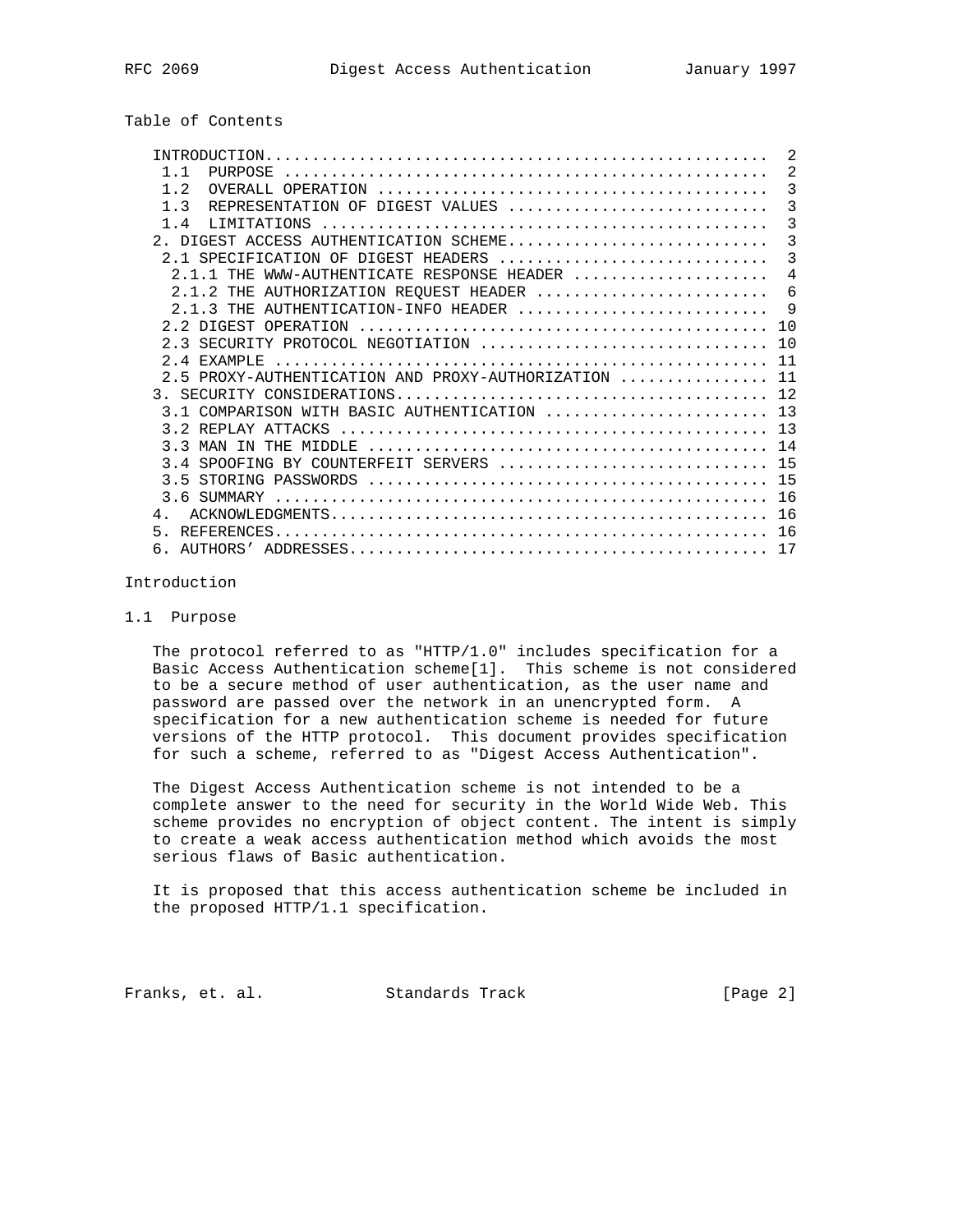## Table of Contents

```
   INTRODUCTION....................................................  2
    1.1  PURPOSE ..................................................  2
    1.2  OVERALL OPERATION ........................................  3
    1.3  REPRESENTATION OF DIGEST VALUES ..........................  3
    1.4  LIMITATIONS ..............................................  3
   2. DIGEST ACCESS AUTHENTICATION SCHEME..........................  3
    2.1 SPECIFICATION OF DIGEST HEADERS ...........................  3
     2.1.1 THE WWW-AUTHENTICATE RESPONSE HEADER ....................  4
     2.1.2 THE AUTHORIZATION REQUEST HEADER ........................  6
     2.1.3 THE AUTHENTICATION-INFO HEADER ..........................  9
    2.2 DIGEST OPERATION .......................................... 10
    2.3 SECURITY PROTOCOL NEGOTIATION ............................. 10
    2.4 EXAMPLE ................................................... 11
    2.5 PROXY-AUTHENTICATION AND PROXY-AUTHORIZATION .............. 11
   3. SECURITY CONSIDERATIONS...................................... 12
    3.1 COMPARISON WITH BASIC AUTHENTICATION ...................... 13
    3.2 REPLAY ATTACKS ............................................ 13
    3.3 MAN IN THE MIDDLE ......................................... 14
    3.4 SPOOFING BY COUNTERFEIT SERVERS ........................... 15
    3.5 STORING PASSWORDS ......................................... 15
    3.6 SUMMARY ................................................... 16
   4.  ACKNOWLEDGMENTS............................................. 16
   5. REFERENCES................................................... 16
   6. AUTHORS' ADDRESSES........................................... 17
```

# Introduction

## 1.1 Purpose

The protocol referred to as "HTTP/1.0" includes specification for a Basic Access Authentication scheme[1]. This scheme is not considered to be a secure method of user authentication, as the user name and password are passed over the network in an unencrypted form. A specification for a new authentication scheme is needed for future versions of the HTTP protocol. This document provides specification for such a scheme, referred to as "Digest Access Authentication".

The Digest Access Authentication scheme is not intended to be a complete answer to the need for security in the World Wide Web. This scheme provides no encryption of object content. The intent is simply to create a weak access authentication method which avoids the most serious flaws of Basic authentication.

It is proposed that this access authentication scheme be included in the proposed HTTP/1.1 specification.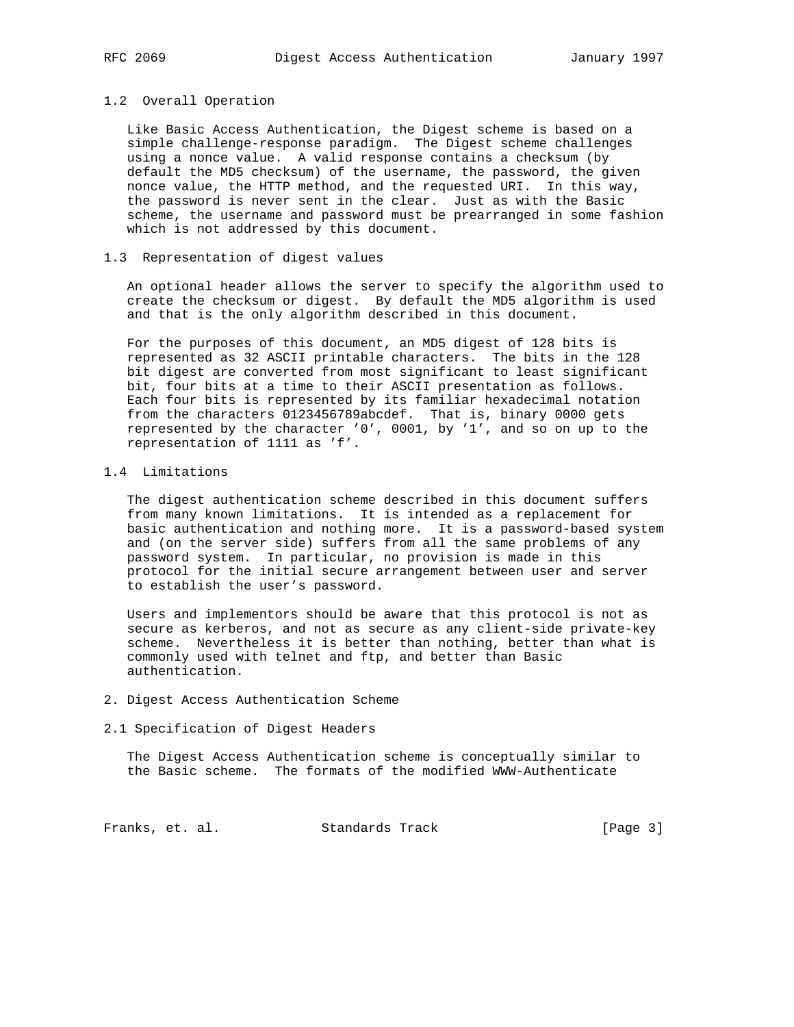### 1.2 Overall Operation

Like Basic Access Authentication, the Digest scheme is based on a simple challenge-response paradigm. The Digest scheme challenges using a nonce value. A valid response contains a checksum (by default the MD5 checksum) of the username, the password, the given nonce value, the HTTP method, and the requested URI. In this way, the password is never sent in the clear. Just as with the Basic scheme, the username and password must be prearranged in some fashion which is not addressed by this document.

### 1.3 Representation of digest values

An optional header allows the server to specify the algorithm used to create the checksum or digest. By default the MD5 algorithm is used and that is the only algorithm described in this document.

For the purposes of this document, an MD5 digest of 128 bits is represented as 32 ASCII printable characters. The bits in the 128 bit digest are converted from most significant to least significant bit, four bits at a time to their ASCII presentation as follows. Each four bits is represented by its familiar hexadecimal notation from the characters 0123456789abcdef. That is, binary 0000 gets represented by the character '0', 0001, by '1', and so on up to the representation of 1111 as 'f'.

### 1.4 Limitations

The digest authentication scheme described in this document suffers from many known limitations. It is intended as a replacement for basic authentication and nothing more. It is a password-based system and (on the server side) suffers from all the same problems of any password system. In particular, no provision is made in this protocol for the initial secure arrangement between user and server to establish the user's password.

Users and implementors should be aware that this protocol is not as secure as kerberos, and not as secure as any client-side private-key scheme. Nevertheless it is better than nothing, better than what is commonly used with telnet and ftp, and better than Basic authentication.

## 2. Digest Access Authentication Scheme

### 2.1 Specification of Digest Headers

The Digest Access Authentication scheme is conceptually similar to the Basic scheme. The formats of the modified WWW-Authenticate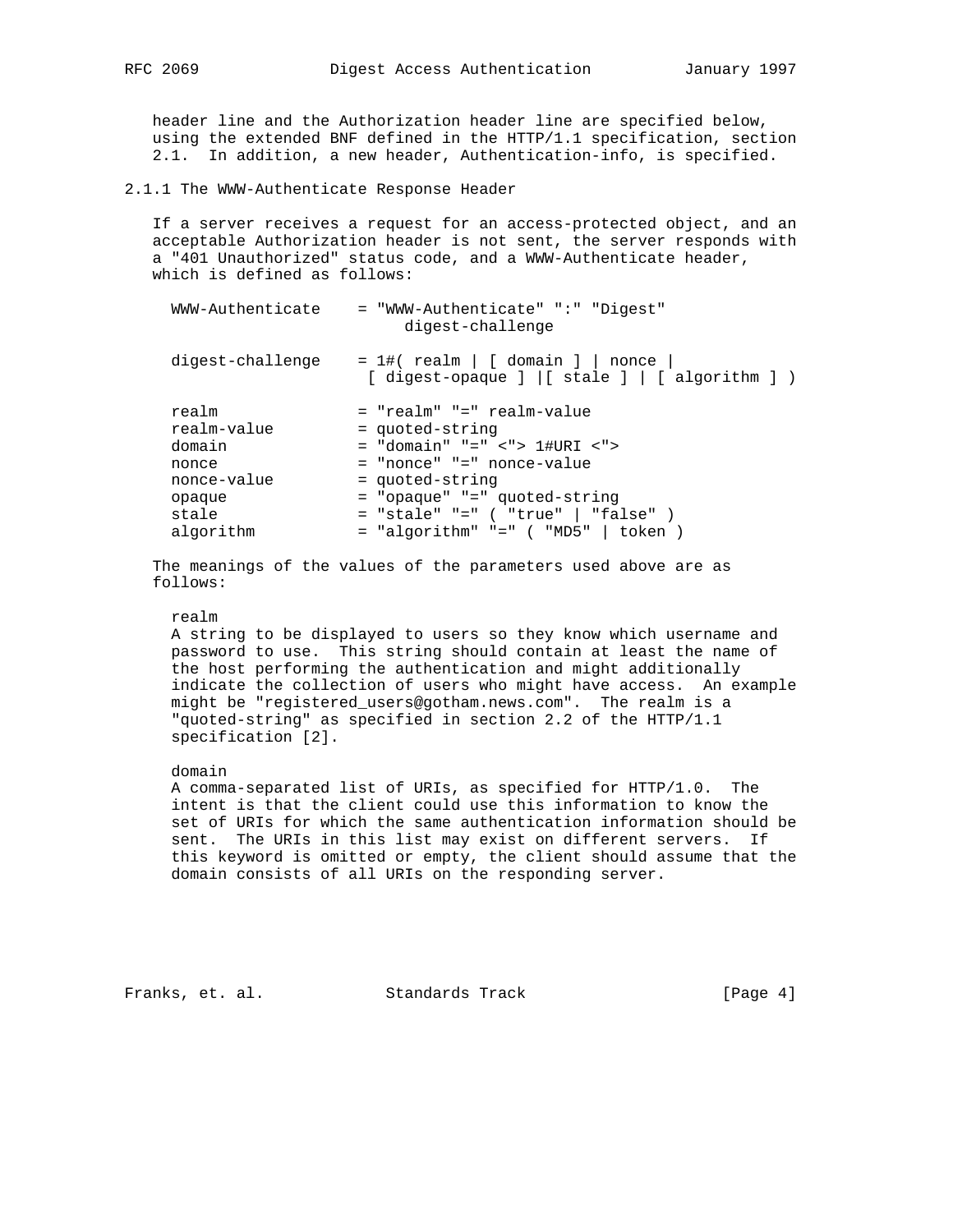header line and the Authorization header line are specified below, using the extended BNF defined in the HTTP/1.1 specification, section 2.1. In addition, a new header, Authentication-info, is specified.

### 2.1.1 The WWW-Authenticate Response Header

If a server receives a request for an access-protected object, and an acceptable Authorization header is not sent, the server responds with a "401 Unauthorized" status code, and a WWW-Authenticate header, which is defined as follows:

```
WWW-Authenticate    = "WWW-Authenticate" ":" "Digest"
                          digest-challenge

digest-challenge    = 1#( realm | [ domain ] | nonce |
                     [ digest-opaque ] |[ stale ] | [ algorithm ] )

realm               = "realm" "=" realm-value
realm-value         = quoted-string
domain              = "domain" "=" <"> 1#URI <">
nonce               = "nonce" "=" nonce-value
nonce-value         = quoted-string
opaque              = "opaque" "=" quoted-string
stale               = "stale" "=" ( "true" | "false" )
algorithm           = "algorithm" "=" ( "MD5" | token )
```

The meanings of the values of the parameters used above are as follows:

realm
A string to be displayed to users so they know which username and password to use. This string should contain at least the name of the host performing the authentication and might additionally indicate the collection of users who might have access. An example might be "registered_users@gotham.news.com". The realm is a "quoted-string" as specified in section 2.2 of the HTTP/1.1 specification [2].

domain
A comma-separated list of URIs, as specified for HTTP/1.0. The intent is that the client could use this information to know the set of URIs for which the same authentication information should be sent. The URIs in this list may exist on different servers. If this keyword is omitted or empty, the client should assume that the domain consists of all URIs on the responding server.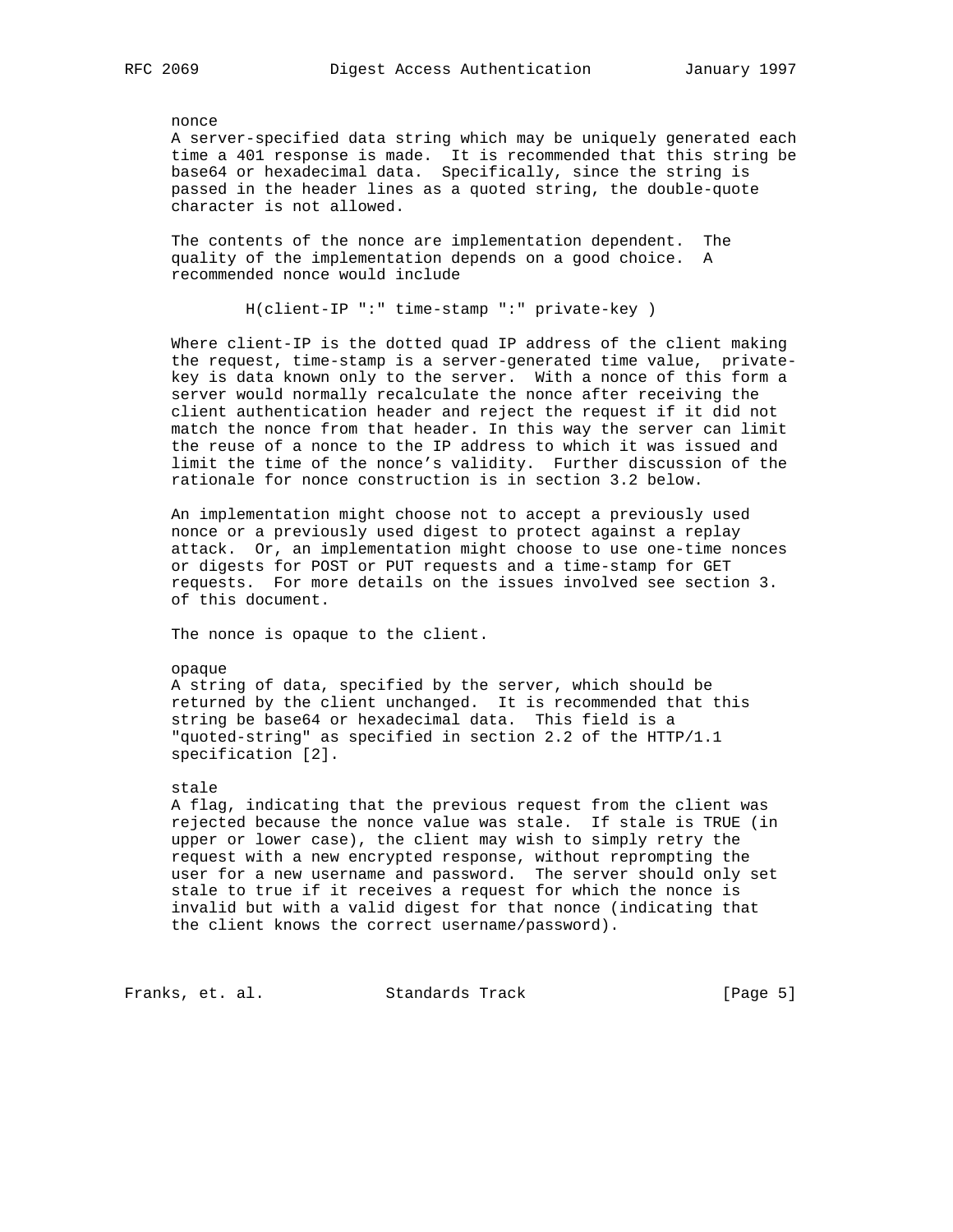nonce
A server-specified data string which may be uniquely generated each time a 401 response is made. It is recommended that this string be base64 or hexadecimal data. Specifically, since the string is passed in the header lines as a quoted string, the double-quote character is not allowed.

The contents of the nonce are implementation dependent. The quality of the implementation depends on a good choice. A recommended nonce would include

```
H(client-IP ":" time-stamp ":" private-key )
```

Where client-IP is the dotted quad IP address of the client making the request, time-stamp is a server-generated time value, private-key is data known only to the server. With a nonce of this form a server would normally recalculate the nonce after receiving the client authentication header and reject the request if it did not match the nonce from that header. In this way the server can limit the reuse of a nonce to the IP address to which it was issued and limit the time of the nonce's validity. Further discussion of the rationale for nonce construction is in section 3.2 below.

An implementation might choose not to accept a previously used nonce or a previously used digest to protect against a replay attack. Or, an implementation might choose to use one-time nonces or digests for POST or PUT requests and a time-stamp for GET requests. For more details on the issues involved see section 3. of this document.

The nonce is opaque to the client.

opaque
A string of data, specified by the server, which should be returned by the client unchanged. It is recommended that this string be base64 or hexadecimal data. This field is a "quoted-string" as specified in section 2.2 of the HTTP/1.1 specification [2].

stale
A flag, indicating that the previous request from the client was rejected because the nonce value was stale. If stale is TRUE (in upper or lower case), the client may wish to simply retry the request with a new encrypted response, without reprompting the user for a new username and password. The server should only set stale to true if it receives a request for which the nonce is invalid but with a valid digest for that nonce (indicating that the client knows the correct username/password).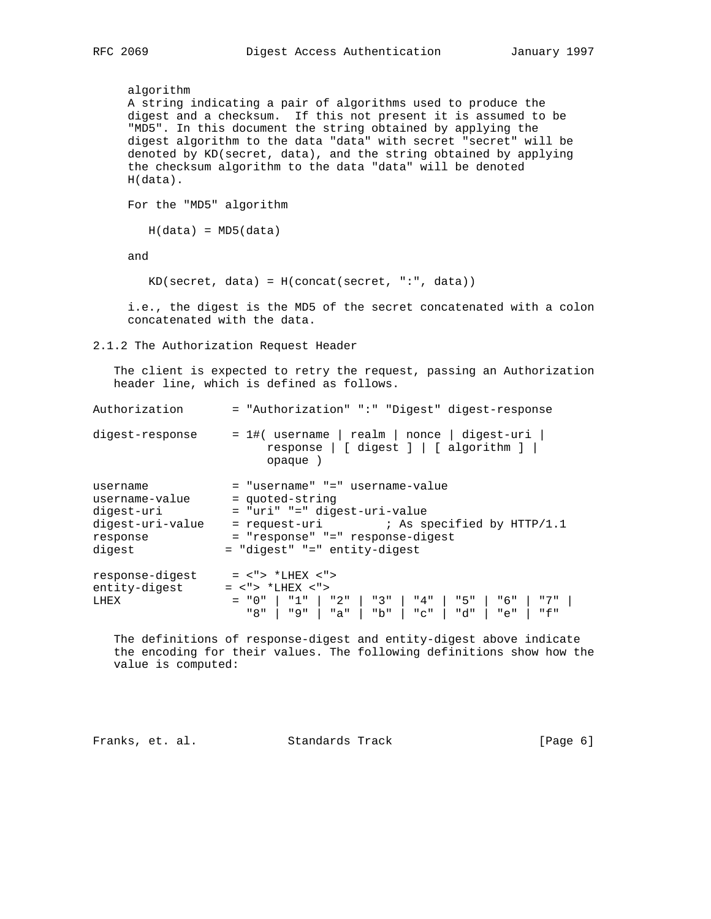algorithm
A string indicating a pair of algorithms used to produce the digest and a checksum. If this not present it is assumed to be "MD5". In this document the string obtained by applying the digest algorithm to the data "data" with secret "secret" will be denoted by KD(secret, data), and the string obtained by applying the checksum algorithm to the data "data" will be denoted H(data).

For the "MD5" algorithm

```
H(data) = MD5(data)
```

and

```
KD(secret, data) = H(concat(secret, ":", data))
```

i.e., the digest is the MD5 of the secret concatenated with a colon concatenated with the data.

### 2.1.2 The Authorization Request Header

The client is expected to retry the request, passing an Authorization header line, which is defined as follows.

```
Authorization       = "Authorization" ":" "Digest" digest-response

digest-response     = 1#( username | realm | nonce | digest-uri |
                         response | [ digest ] | [ algorithm ] |
                         opaque )

username            = "username" "=" username-value
username-value      = quoted-string
digest-uri          = "uri" "=" digest-uri-value
digest-uri-value    = request-uri         ; As specified by HTTP/1.1
response            = "response" "=" response-digest
digest             = "digest" "=" entity-digest

response-digest     = <"> *LHEX <">
entity-digest      = <"> *LHEX <">
LHEX                = "0" | "1" | "2" | "3" | "4" | "5" | "6" | "7" |
                      "8" | "9" | "a" | "b" | "c" | "d" | "e" | "f"
```

The definitions of response-digest and entity-digest above indicate the encoding for their values. The following definitions show how the value is computed: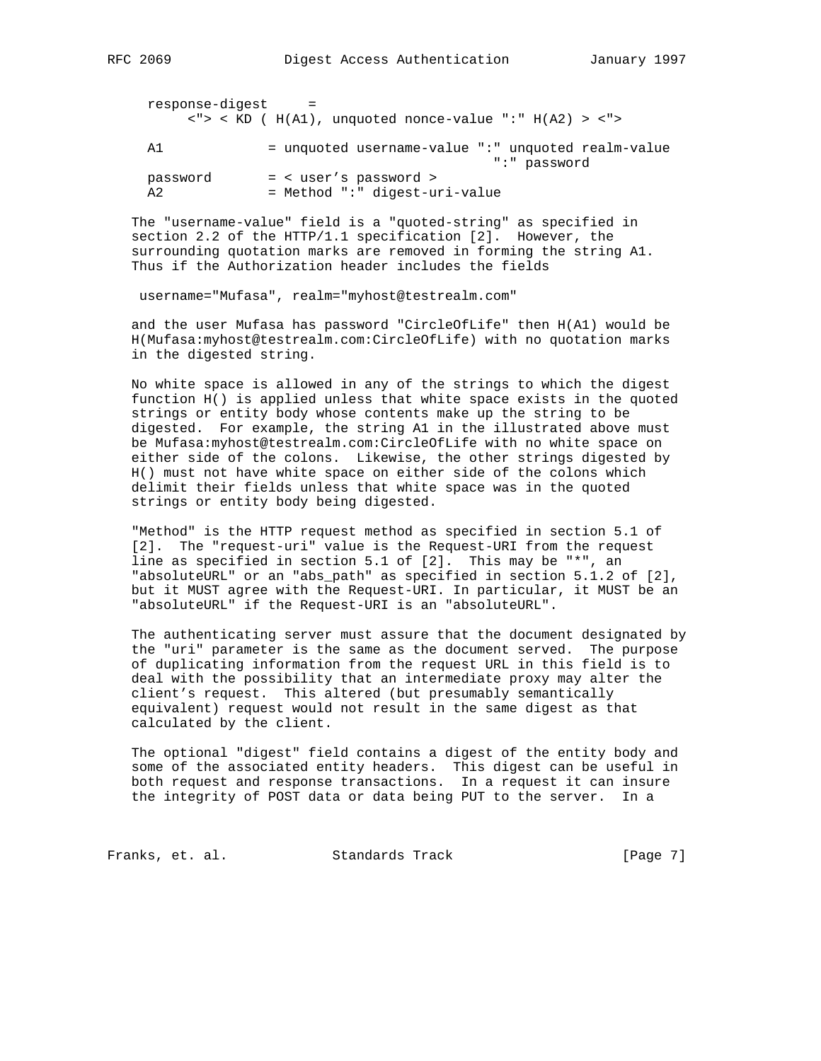```
   response-digest     =
        <"> < KD ( H(A1), unquoted nonce-value ":" H(A2) > <">

   A1             = unquoted username-value ":" unquoted realm-value
                                              ":" password
   password       = < user's password >
   A2             = Method ":" digest-uri-value
```

The "username-value" field is a "quoted-string" as specified in section 2.2 of the HTTP/1.1 specification [2]. However, the surrounding quotation marks are removed in forming the string A1. Thus if the Authorization header includes the fields

```
    username="Mufasa", realm="myhost@testrealm.com"
```

and the user Mufasa has password "CircleOfLife" then H(A1) would be H(Mufasa:myhost@testrealm.com:CircleOfLife) with no quotation marks in the digested string.

No white space is allowed in any of the strings to which the digest function H() is applied unless that white space exists in the quoted strings or entity body whose contents make up the string to be digested. For example, the string A1 in the illustrated above must be Mufasa:myhost@testrealm.com:CircleOfLife with no white space on either side of the colons. Likewise, the other strings digested by H() must not have white space on either side of the colons which delimit their fields unless that white space was in the quoted strings or entity body being digested.

"Method" is the HTTP request method as specified in section 5.1 of [2]. The "request-uri" value is the Request-URI from the request line as specified in section 5.1 of [2]. This may be "*", an "absoluteURL" or an "abs_path" as specified in section 5.1.2 of [2], but it MUST agree with the Request-URI. In particular, it MUST be an "absoluteURL" if the Request-URI is an "absoluteURL".

The authenticating server must assure that the document designated by the "uri" parameter is the same as the document served. The purpose of duplicating information from the request URL in this field is to deal with the possibility that an intermediate proxy may alter the client's request. This altered (but presumably semantically equivalent) request would not result in the same digest as that calculated by the client.

The optional "digest" field contains a digest of the entity body and some of the associated entity headers. This digest can be useful in both request and response transactions. In a request it can insure the integrity of POST data or data being PUT to the server. In a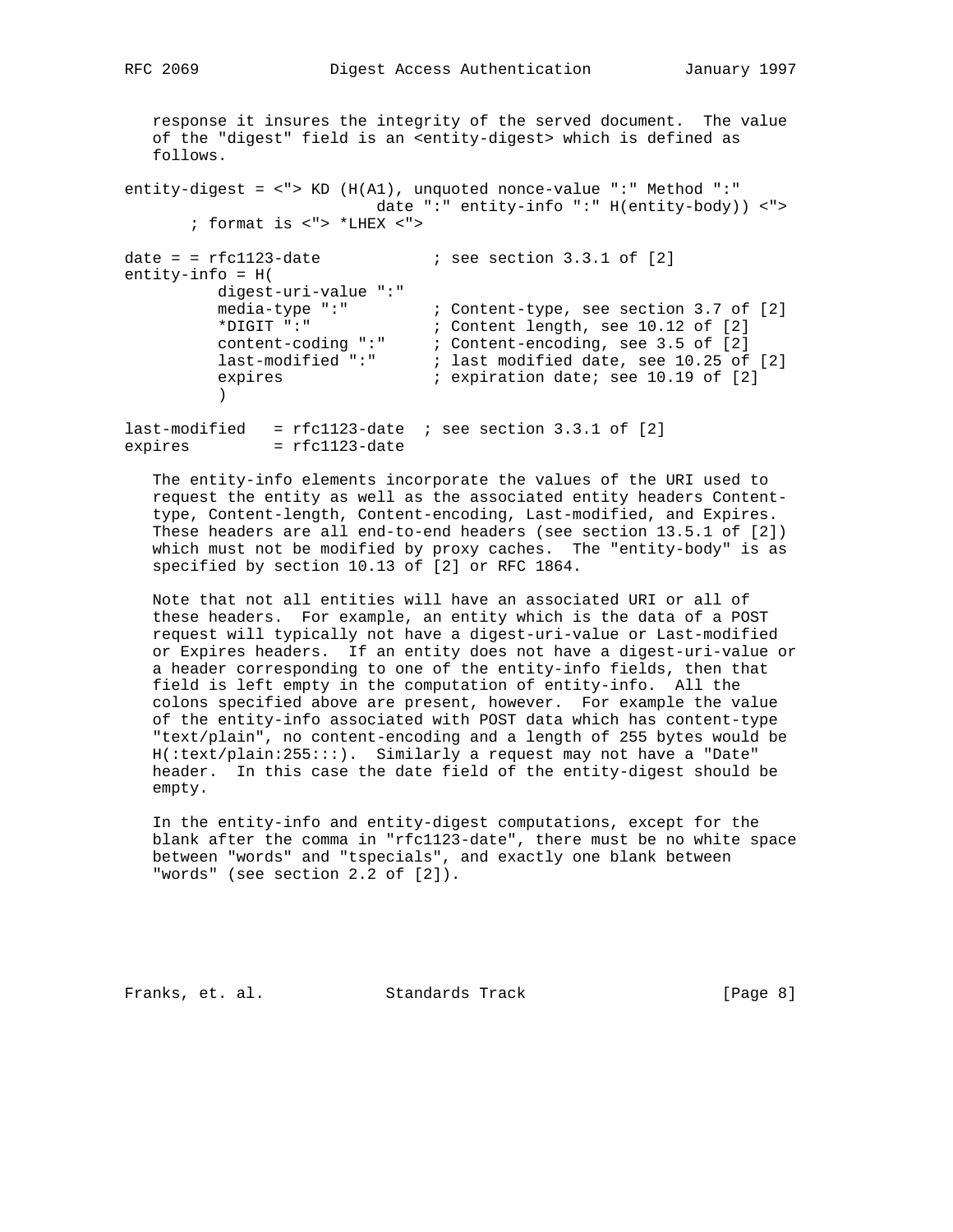response it insures the integrity of the served document. The value of the "digest" field is an <entity-digest> which is defined as follows.

```
entity-digest = <"> KD (H(A1), unquoted nonce-value ":" Method ":"
                          date ":" entity-info ":" H(entity-body)) <">
       ; format is <"> *LHEX <">

date = = rfc1123-date            ; see section 3.3.1 of [2]
entity-info = H(
          digest-uri-value ":"
          media-type ":"         ; Content-type, see section 3.7 of [2]
          *DIGIT ":"             ; Content length, see 10.12 of [2]
          content-coding ":"     ; Content-encoding, see 3.5 of [2]
          last-modified ":"      ; last modified date, see 10.25 of [2]
          expires                ; expiration date; see 10.19 of [2]
          )

last-modified   = rfc1123-date  ; see section 3.3.1 of [2]
expires         = rfc1123-date
```

The entity-info elements incorporate the values of the URI used to request the entity as well as the associated entity headers Content-type, Content-length, Content-encoding, Last-modified, and Expires. These headers are all end-to-end headers (see section 13.5.1 of [2]) which must not be modified by proxy caches. The "entity-body" is as specified by section 10.13 of [2] or RFC 1864.

Note that not all entities will have an associated URI or all of these headers. For example, an entity which is the data of a POST request will typically not have a digest-uri-value or Last-modified or Expires headers. If an entity does not have a digest-uri-value or a header corresponding to one of the entity-info fields, then that field is left empty in the computation of entity-info. All the colons specified above are present, however. For example the value of the entity-info associated with POST data which has content-type "text/plain", no content-encoding and a length of 255 bytes would be H(:text/plain:255:::). Similarly a request may not have a "Date" header. In this case the date field of the entity-digest should be empty.

In the entity-info and entity-digest computations, except for the blank after the comma in "rfc1123-date", there must be no white space between "words" and "tspecials", and exactly one blank between "words" (see section 2.2 of [2]).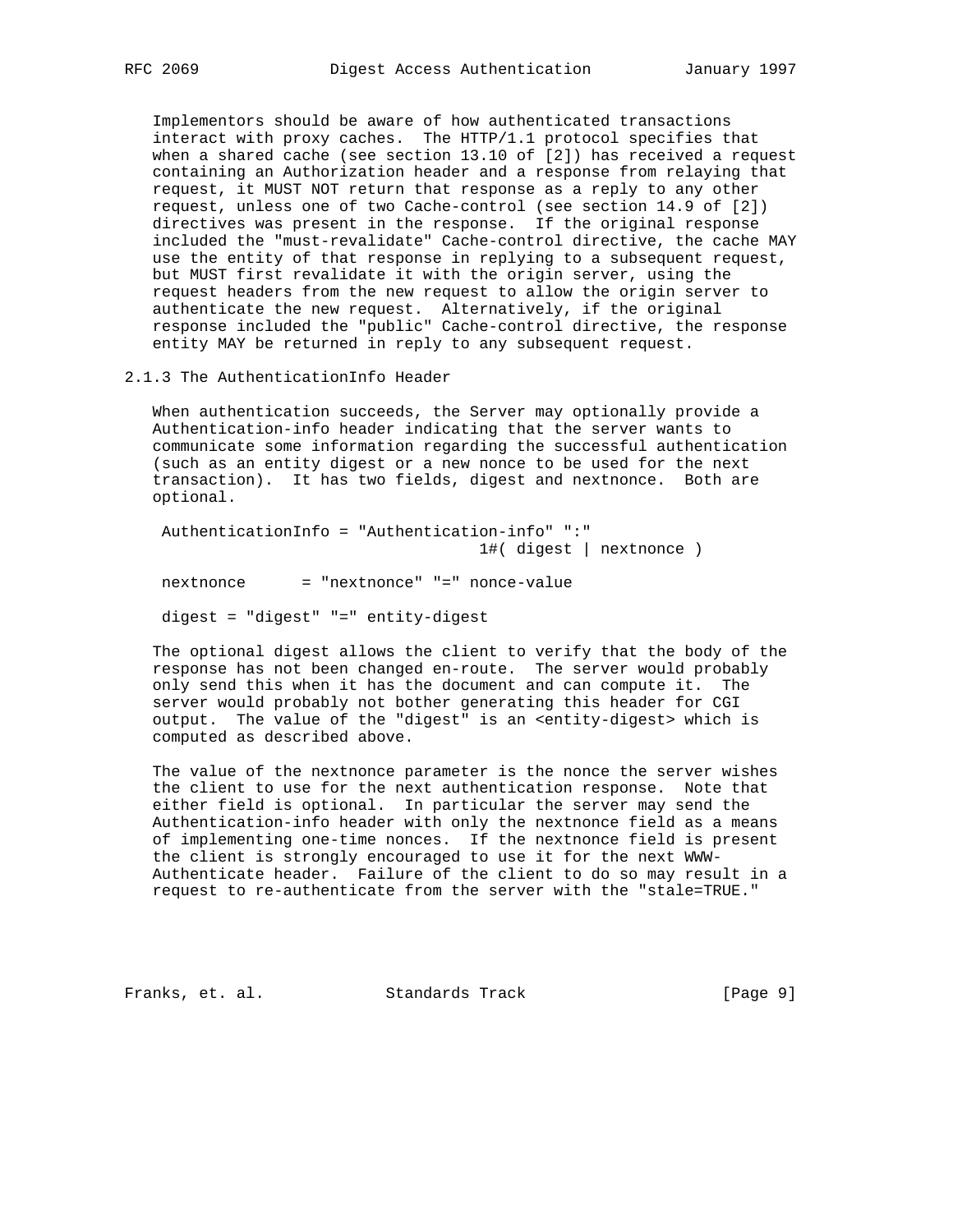Implementors should be aware of how authenticated transactions interact with proxy caches. The HTTP/1.1 protocol specifies that when a shared cache (see section 13.10 of [2]) has received a request containing an Authorization header and a response from relaying that request, it MUST NOT return that response as a reply to any other request, unless one of two Cache-control (see section 14.9 of [2]) directives was present in the response. If the original response included the "must-revalidate" Cache-control directive, the cache MAY use the entity of that response in replying to a subsequent request, but MUST first revalidate it with the origin server, using the request headers from the new request to allow the origin server to authenticate the new request. Alternatively, if the original response included the "public" Cache-control directive, the response entity MAY be returned in reply to any subsequent request.

### 2.1.3 The AuthenticationInfo Header

When authentication succeeds, the Server may optionally provide a Authentication-info header indicating that the server wants to communicate some information regarding the successful authentication (such as an entity digest or a new nonce to be used for the next transaction). It has two fields, digest and nextnonce. Both are optional.

```
 AuthenticationInfo = "Authentication-info" ":"
                                  1#( digest | nextnonce )

 nextnonce      = "nextnonce" "=" nonce-value

 digest = "digest" "=" entity-digest
```

The optional digest allows the client to verify that the body of the response has not been changed en-route. The server would probably only send this when it has the document and can compute it. The server would probably not bother generating this header for CGI output. The value of the "digest" is an <entity-digest> which is computed as described above.

The value of the nextnonce parameter is the nonce the server wishes the client to use for the next authentication response. Note that either field is optional. In particular the server may send the Authentication-info header with only the nextnonce field as a means of implementing one-time nonces. If the nextnonce field is present the client is strongly encouraged to use it for the next WWW-Authenticate header. Failure of the client to do so may result in a request to re-authenticate from the server with the "stale=TRUE."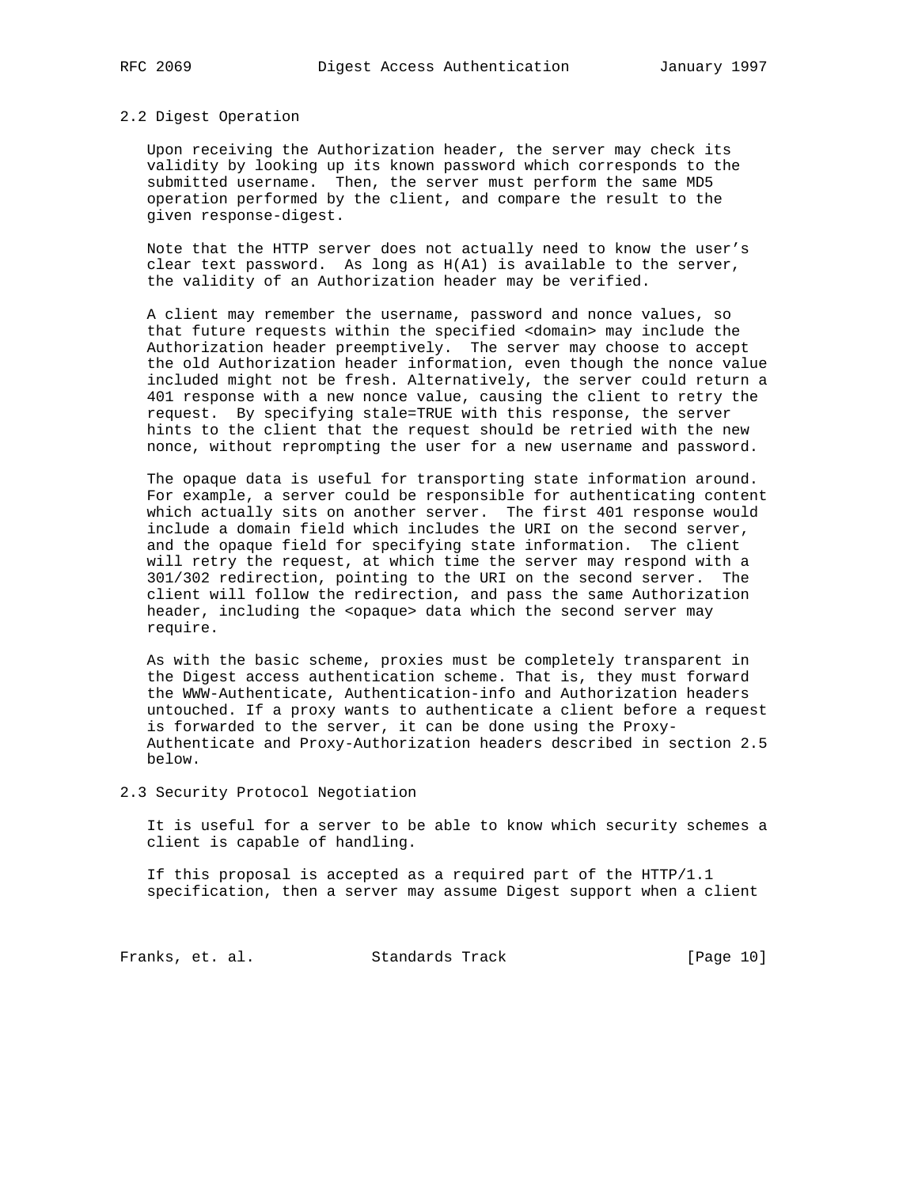### 2.2 Digest Operation

Upon receiving the Authorization header, the server may check its validity by looking up its known password which corresponds to the submitted username. Then, the server must perform the same MD5 operation performed by the client, and compare the result to the given response-digest.

Note that the HTTP server does not actually need to know the user's clear text password. As long as H(A1) is available to the server, the validity of an Authorization header may be verified.

A client may remember the username, password and nonce values, so that future requests within the specified <domain> may include the Authorization header preemptively. The server may choose to accept the old Authorization header information, even though the nonce value included might not be fresh. Alternatively, the server could return a 401 response with a new nonce value, causing the client to retry the request. By specifying stale=TRUE with this response, the server hints to the client that the request should be retried with the new nonce, without reprompting the user for a new username and password.

The opaque data is useful for transporting state information around. For example, a server could be responsible for authenticating content which actually sits on another server. The first 401 response would include a domain field which includes the URI on the second server, and the opaque field for specifying state information. The client will retry the request, at which time the server may respond with a 301/302 redirection, pointing to the URI on the second server. The client will follow the redirection, and pass the same Authorization header, including the <opaque> data which the second server may require.

As with the basic scheme, proxies must be completely transparent in the Digest access authentication scheme. That is, they must forward the WWW-Authenticate, Authentication-info and Authorization headers untouched. If a proxy wants to authenticate a client before a request is forwarded to the server, it can be done using the Proxy-Authenticate and Proxy-Authorization headers described in section 2.5 below.

### 2.3 Security Protocol Negotiation

It is useful for a server to be able to know which security schemes a client is capable of handling.

If this proposal is accepted as a required part of the HTTP/1.1 specification, then a server may assume Digest support when a client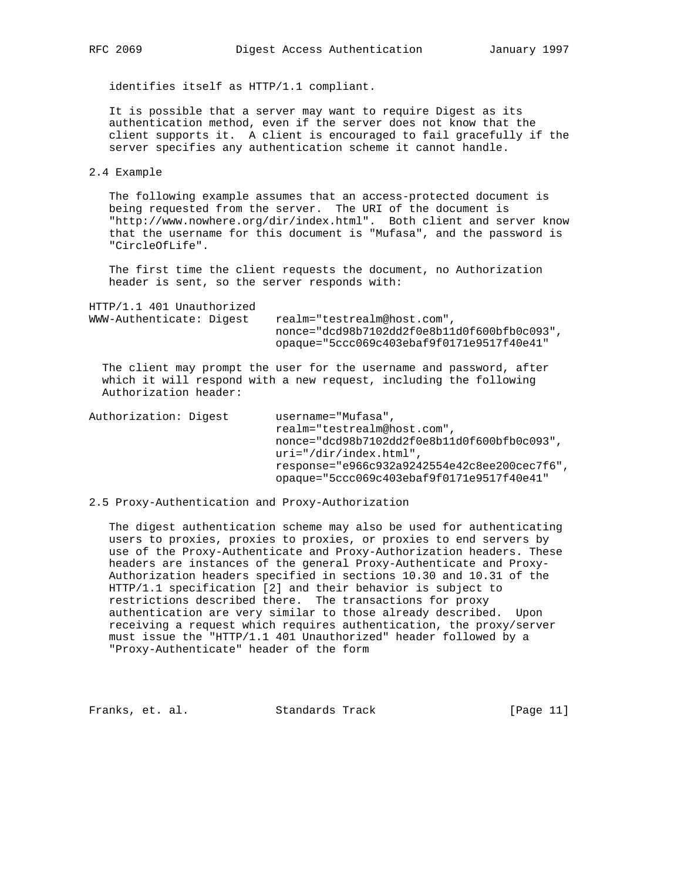identifies itself as HTTP/1.1 compliant.

It is possible that a server may want to require Digest as its authentication method, even if the server does not know that the client supports it. A client is encouraged to fail gracefully if the server specifies any authentication scheme it cannot handle.

## 2.4 Example

The following example assumes that an access-protected document is being requested from the server. The URI of the document is "http://www.nowhere.org/dir/index.html". Both client and server know that the username for this document is "Mufasa", and the password is "CircleOfLife".

The first time the client requests the document, no Authorization header is sent, so the server responds with:

```
HTTP/1.1 401 Unauthorized
WWW-Authenticate: Digest    realm="testrealm@host.com",
                            nonce="dcd98b7102dd2f0e8b11d0f600bfb0c093",
                            opaque="5ccc069c403ebaf9f0171e9517f40e41"
```

The client may prompt the user for the username and password, after which it will respond with a new request, including the following Authorization header:

```
Authorization: Digest       username="Mufasa",
                            realm="testrealm@host.com",
                            nonce="dcd98b7102dd2f0e8b11d0f600bfb0c093",
                            uri="/dir/index.html",
                            response="e966c932a9242554e42c8ee200cec7f6",
                            opaque="5ccc069c403ebaf9f0171e9517f40e41"
```

## 2.5 Proxy-Authentication and Proxy-Authorization

The digest authentication scheme may also be used for authenticating users to proxies, proxies to proxies, or proxies to end servers by use of the Proxy-Authenticate and Proxy-Authorization headers. These headers are instances of the general Proxy-Authenticate and Proxy-Authorization headers specified in sections 10.30 and 10.31 of the HTTP/1.1 specification [2] and their behavior is subject to restrictions described there. The transactions for proxy authentication are very similar to those already described. Upon receiving a request which requires authentication, the proxy/server must issue the "HTTP/1.1 401 Unauthorized" header followed by a "Proxy-Authenticate" header of the form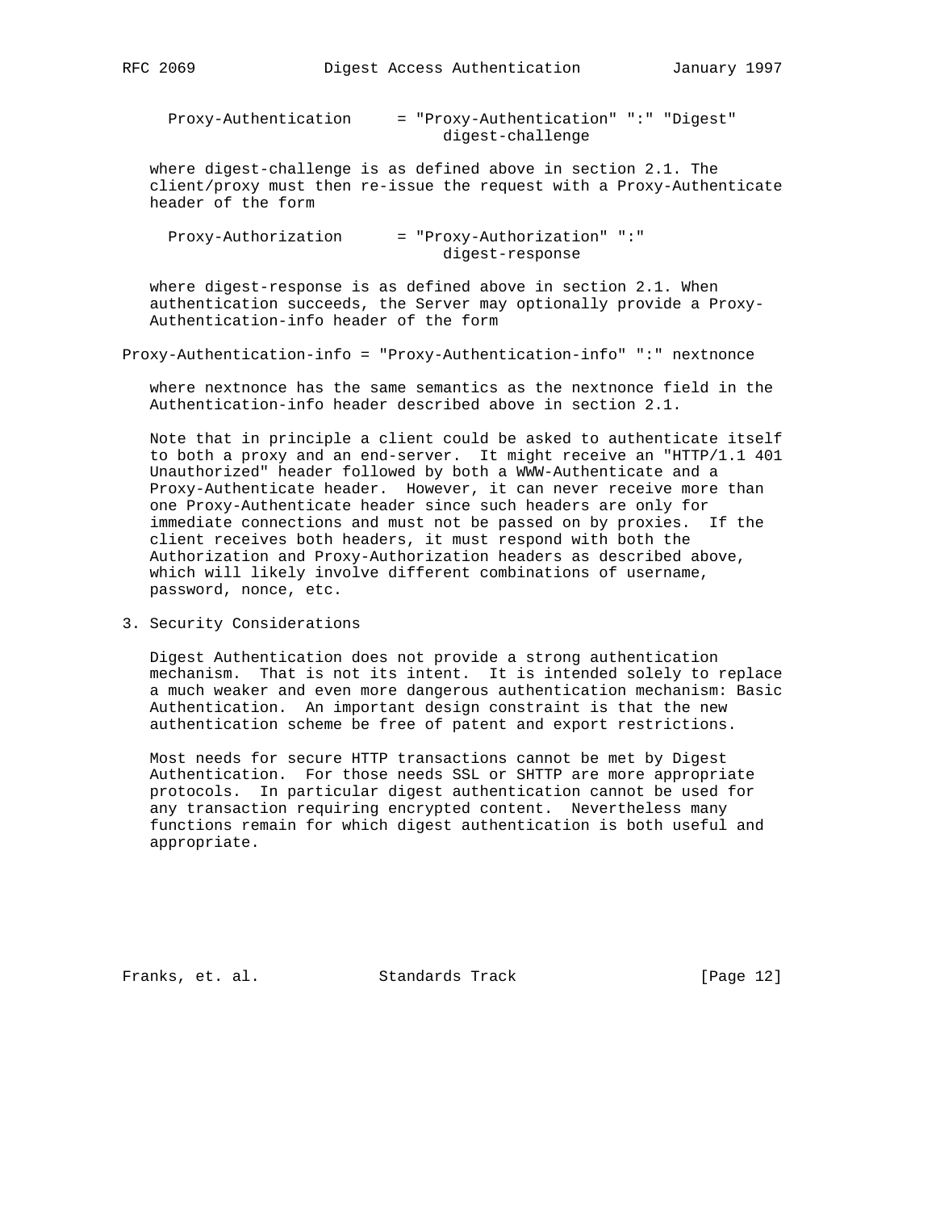```
Proxy-Authentication     = "Proxy-Authentication" ":" "Digest"
                              digest-challenge
```

where digest-challenge is as defined above in section 2.1. The client/proxy must then re-issue the request with a Proxy-Authenticate header of the form

```
Proxy-Authorization      = "Proxy-Authorization" ":"
                              digest-response
```

where digest-response is as defined above in section 2.1. When authentication succeeds, the Server may optionally provide a Proxy-Authentication-info header of the form

```
Proxy-Authentication-info = "Proxy-Authentication-info" ":" nextnonce
```

where nextnonce has the same semantics as the nextnonce field in the Authentication-info header described above in section 2.1.

Note that in principle a client could be asked to authenticate itself to both a proxy and an end-server. It might receive an "HTTP/1.1 401 Unauthorized" header followed by both a WWW-Authenticate and a Proxy-Authenticate header. However, it can never receive more than one Proxy-Authenticate header since such headers are only for immediate connections and must not be passed on by proxies. If the client receives both headers, it must respond with both the Authorization and Proxy-Authorization headers as described above, which will likely involve different combinations of username, password, nonce, etc.

## 3. Security Considerations

Digest Authentication does not provide a strong authentication mechanism. That is not its intent. It is intended solely to replace a much weaker and even more dangerous authentication mechanism: Basic Authentication. An important design constraint is that the new authentication scheme be free of patent and export restrictions.

Most needs for secure HTTP transactions cannot be met by Digest Authentication. For those needs SSL or SHTTP are more appropriate protocols. In particular digest authentication cannot be used for any transaction requiring encrypted content. Nevertheless many functions remain for which digest authentication is both useful and appropriate.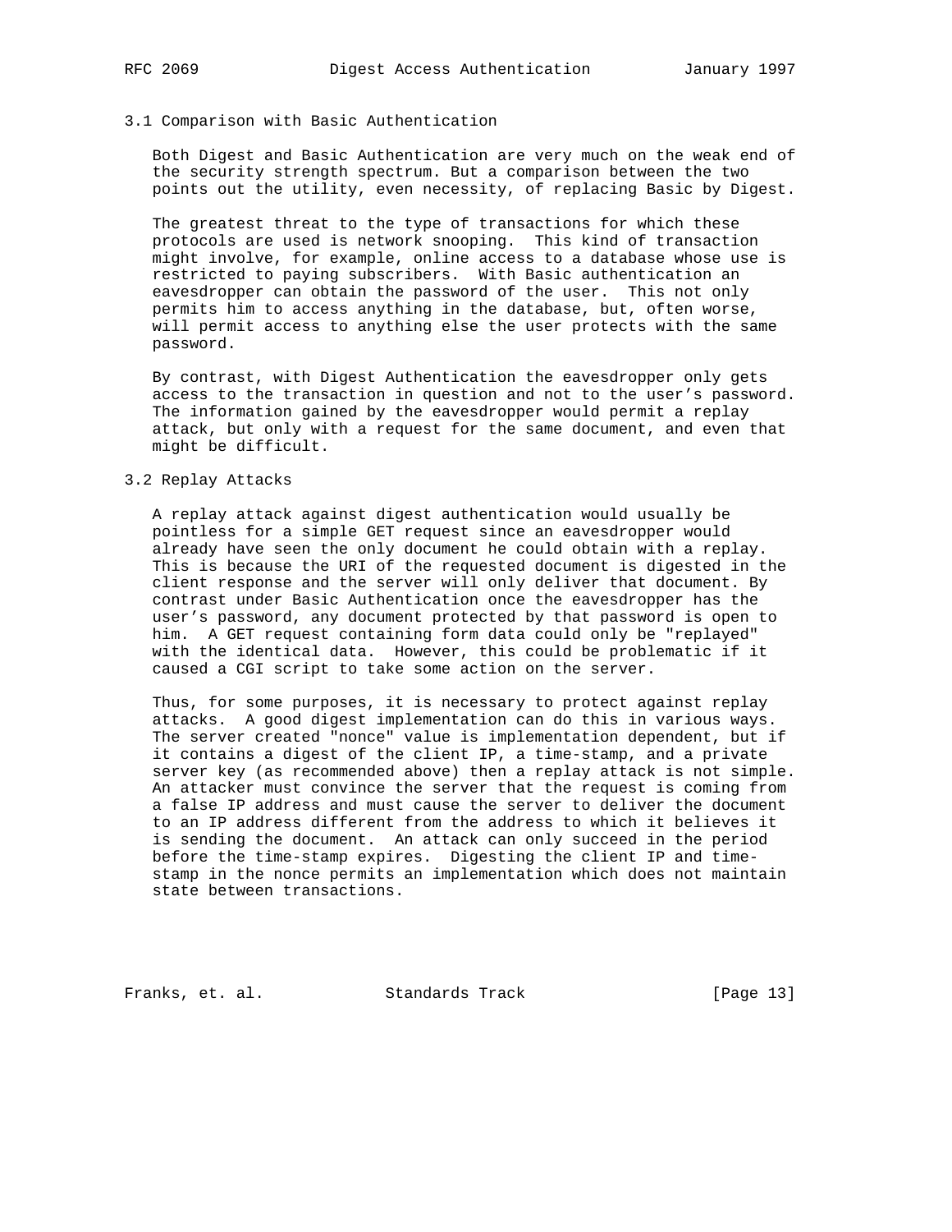## 3.1 Comparison with Basic Authentication

Both Digest and Basic Authentication are very much on the weak end of the security strength spectrum. But a comparison between the two points out the utility, even necessity, of replacing Basic by Digest.

The greatest threat to the type of transactions for which these protocols are used is network snooping. This kind of transaction might involve, for example, online access to a database whose use is restricted to paying subscribers. With Basic authentication an eavesdropper can obtain the password of the user. This not only permits him to access anything in the database, but, often worse, will permit access to anything else the user protects with the same password.

By contrast, with Digest Authentication the eavesdropper only gets access to the transaction in question and not to the user's password. The information gained by the eavesdropper would permit a replay attack, but only with a request for the same document, and even that might be difficult.

## 3.2 Replay Attacks

A replay attack against digest authentication would usually be pointless for a simple GET request since an eavesdropper would already have seen the only document he could obtain with a replay. This is because the URI of the requested document is digested in the client response and the server will only deliver that document. By contrast under Basic Authentication once the eavesdropper has the user's password, any document protected by that password is open to him. A GET request containing form data could only be "replayed" with the identical data. However, this could be problematic if it caused a CGI script to take some action on the server.

Thus, for some purposes, it is necessary to protect against replay attacks. A good digest implementation can do this in various ways. The server created "nonce" value is implementation dependent, but if it contains a digest of the client IP, a time-stamp, and a private server key (as recommended above) then a replay attack is not simple. An attacker must convince the server that the request is coming from a false IP address and must cause the server to deliver the document to an IP address different from the address to which it believes it is sending the document. An attack can only succeed in the period before the time-stamp expires. Digesting the client IP and time-stamp in the nonce permits an implementation which does not maintain state between transactions.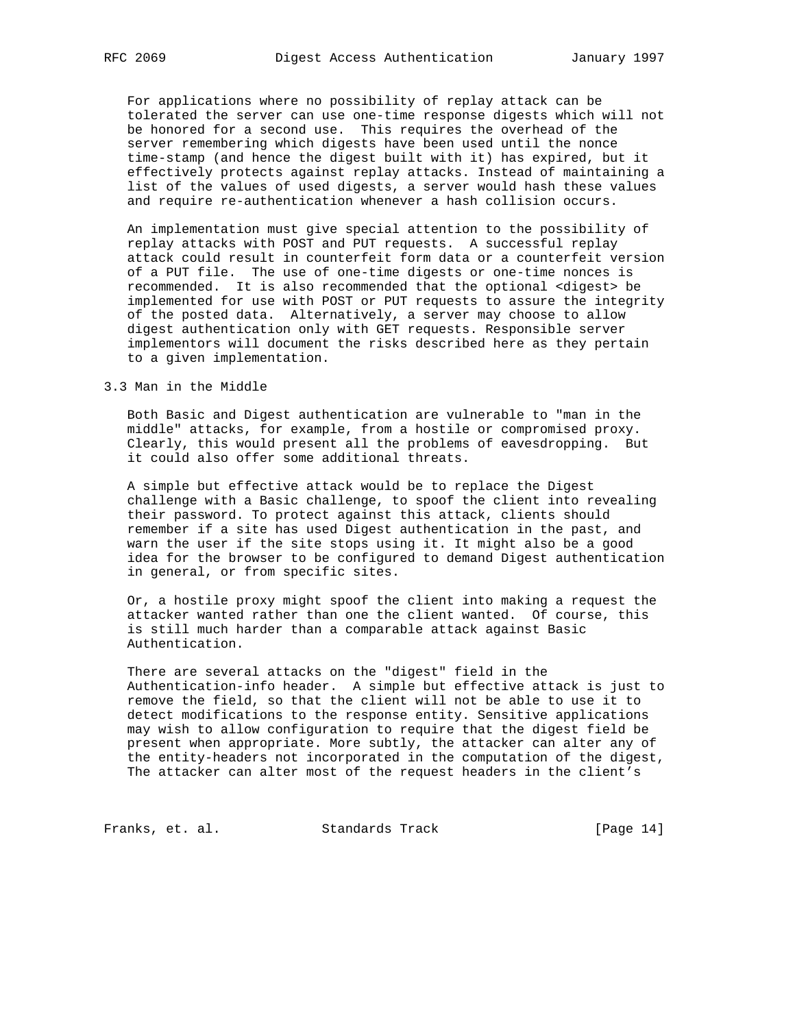For applications where no possibility of replay attack can be tolerated the server can use one-time response digests which will not be honored for a second use. This requires the overhead of the server remembering which digests have been used until the nonce time-stamp (and hence the digest built with it) has expired, but it effectively protects against replay attacks. Instead of maintaining a list of the values of used digests, a server would hash these values and require re-authentication whenever a hash collision occurs.

An implementation must give special attention to the possibility of replay attacks with POST and PUT requests. A successful replay attack could result in counterfeit form data or a counterfeit version of a PUT file. The use of one-time digests or one-time nonces is recommended. It is also recommended that the optional <digest> be implemented for use with POST or PUT requests to assure the integrity of the posted data. Alternatively, a server may choose to allow digest authentication only with GET requests. Responsible server implementors will document the risks described here as they pertain to a given implementation.

### 3.3 Man in the Middle

Both Basic and Digest authentication are vulnerable to "man in the middle" attacks, for example, from a hostile or compromised proxy. Clearly, this would present all the problems of eavesdropping. But it could also offer some additional threats.

A simple but effective attack would be to replace the Digest challenge with a Basic challenge, to spoof the client into revealing their password. To protect against this attack, clients should remember if a site has used Digest authentication in the past, and warn the user if the site stops using it. It might also be a good idea for the browser to be configured to demand Digest authentication in general, or from specific sites.

Or, a hostile proxy might spoof the client into making a request the attacker wanted rather than one the client wanted. Of course, this is still much harder than a comparable attack against Basic Authentication.

There are several attacks on the "digest" field in the Authentication-info header. A simple but effective attack is just to remove the field, so that the client will not be able to use it to detect modifications to the response entity. Sensitive applications may wish to allow configuration to require that the digest field be present when appropriate. More subtly, the attacker can alter any of the entity-headers not incorporated in the computation of the digest, The attacker can alter most of the request headers in the client's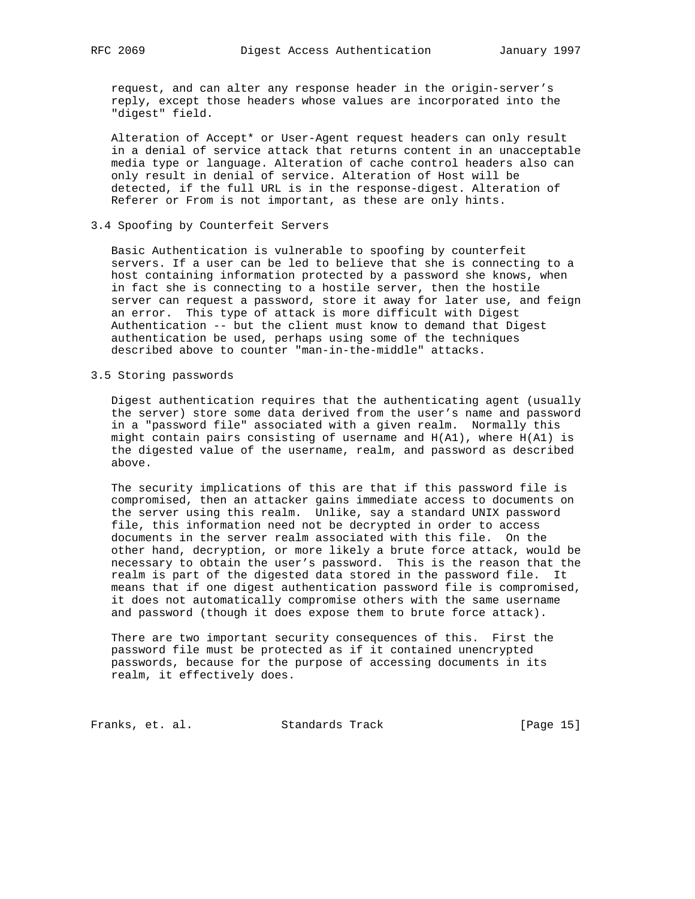request, and can alter any response header in the origin-server's reply, except those headers whose values are incorporated into the "digest" field.

Alteration of Accept* or User-Agent request headers can only result in a denial of service attack that returns content in an unacceptable media type or language. Alteration of cache control headers also can only result in denial of service. Alteration of Host will be detected, if the full URL is in the response-digest. Alteration of Referer or From is not important, as these are only hints.

### 3.4 Spoofing by Counterfeit Servers

Basic Authentication is vulnerable to spoofing by counterfeit servers. If a user can be led to believe that she is connecting to a host containing information protected by a password she knows, when in fact she is connecting to a hostile server, then the hostile server can request a password, store it away for later use, and feign an error. This type of attack is more difficult with Digest Authentication -- but the client must know to demand that Digest authentication be used, perhaps using some of the techniques described above to counter "man-in-the-middle" attacks.

### 3.5 Storing passwords

Digest authentication requires that the authenticating agent (usually the server) store some data derived from the user's name and password in a "password file" associated with a given realm. Normally this might contain pairs consisting of username and H(A1), where H(A1) is the digested value of the username, realm, and password as described above.

The security implications of this are that if this password file is compromised, then an attacker gains immediate access to documents on the server using this realm. Unlike, say a standard UNIX password file, this information need not be decrypted in order to access documents in the server realm associated with this file. On the other hand, decryption, or more likely a brute force attack, would be necessary to obtain the user's password. This is the reason that the realm is part of the digested data stored in the password file. It means that if one digest authentication password file is compromised, it does not automatically compromise others with the same username and password (though it does expose them to brute force attack).

There are two important security consequences of this. First the password file must be protected as if it contained unencrypted passwords, because for the purpose of accessing documents in its realm, it effectively does.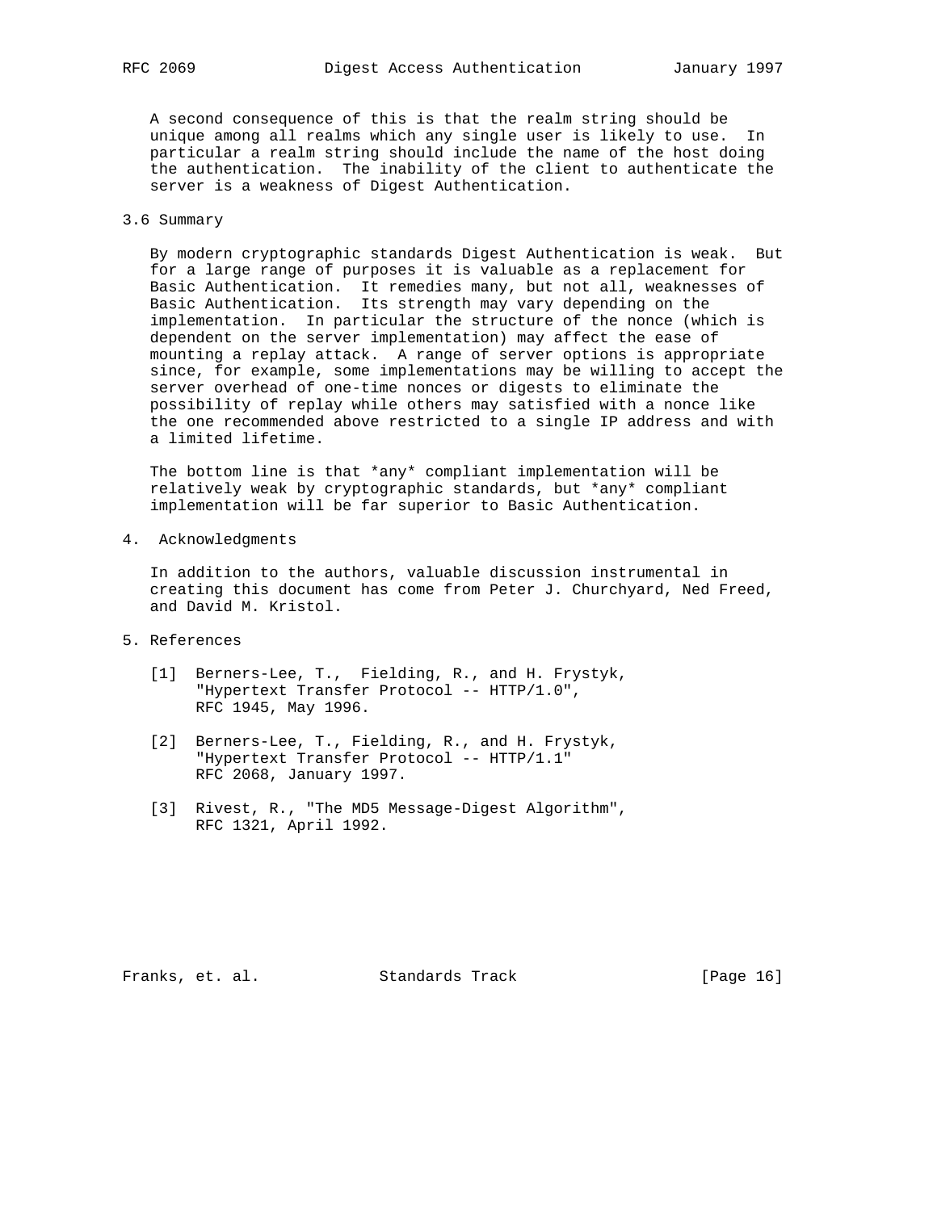A second consequence of this is that the realm string should be unique among all realms which any single user is likely to use. In particular a realm string should include the name of the host doing the authentication. The inability of the client to authenticate the server is a weakness of Digest Authentication.

## 3.6 Summary

By modern cryptographic standards Digest Authentication is weak. But for a large range of purposes it is valuable as a replacement for Basic Authentication. It remedies many, but not all, weaknesses of Basic Authentication. Its strength may vary depending on the implementation. In particular the structure of the nonce (which is dependent on the server implementation) may affect the ease of mounting a replay attack. A range of server options is appropriate since, for example, some implementations may be willing to accept the server overhead of one-time nonces or digests to eliminate the possibility of replay while others may satisfied with a nonce like the one recommended above restricted to a single IP address and with a limited lifetime.

The bottom line is that *any* compliant implementation will be relatively weak by cryptographic standards, but *any* compliant implementation will be far superior to Basic Authentication.

# 4. Acknowledgments

In addition to the authors, valuable discussion instrumental in creating this document has come from Peter J. Churchyard, Ned Freed, and David M. Kristol.

# 5. References

[1] Berners-Lee, T., Fielding, R., and H. Frystyk, "Hypertext Transfer Protocol -- HTTP/1.0", RFC 1945, May 1996.

[2] Berners-Lee, T., Fielding, R., and H. Frystyk, "Hypertext Transfer Protocol -- HTTP/1.1" RFC 2068, January 1997.

[3] Rivest, R., "The MD5 Message-Digest Algorithm", RFC 1321, April 1992.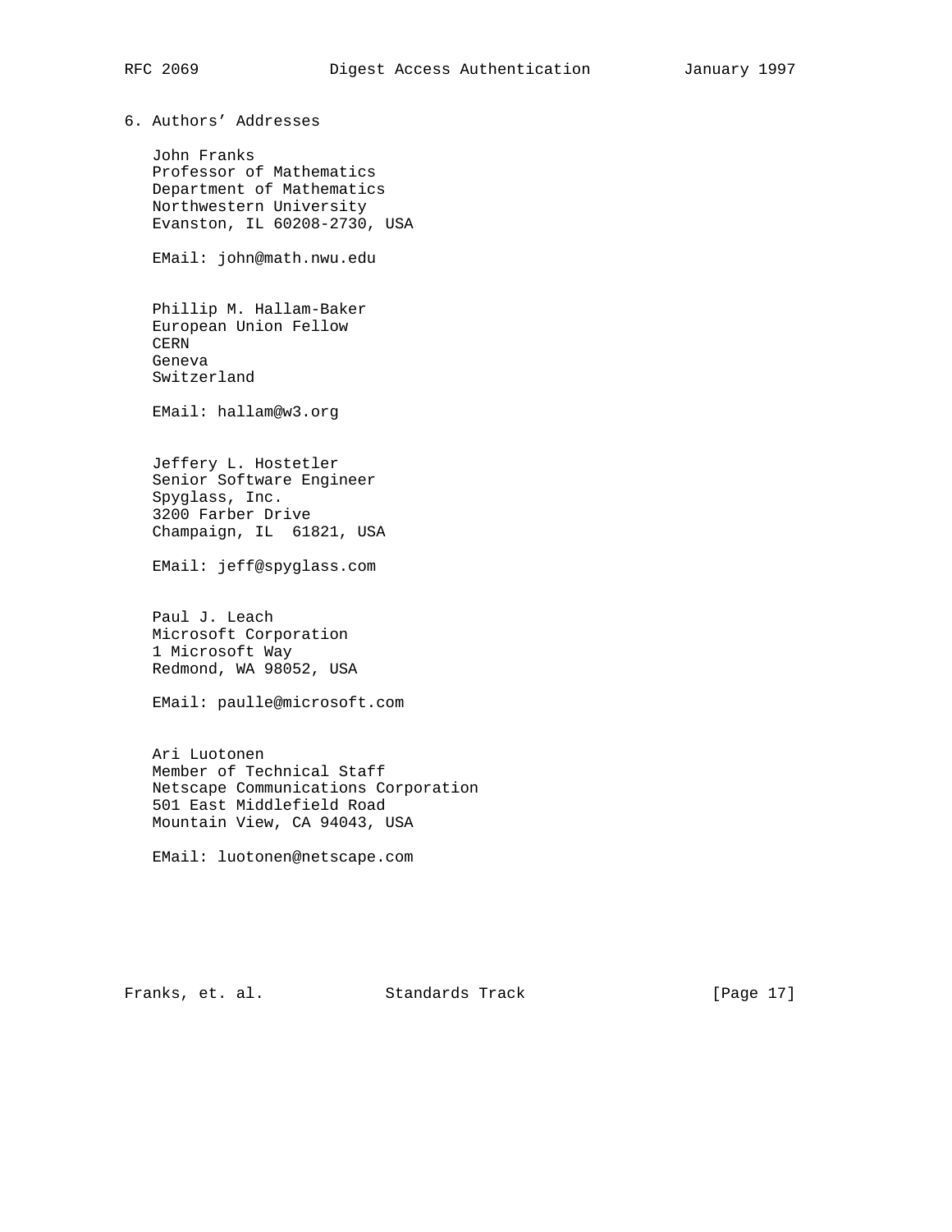## 6. Authors' Addresses

John Franks
Professor of Mathematics
Department of Mathematics
Northwestern University
Evanston, IL 60208-2730, USA

EMail: john@math.nwu.edu

Phillip M. Hallam-Baker
European Union Fellow
CERN
Geneva
Switzerland

EMail: hallam@w3.org

Jeffery L. Hostetler
Senior Software Engineer
Spyglass, Inc.
3200 Farber Drive
Champaign, IL  61821, USA

EMail: jeff@spyglass.com

Paul J. Leach
Microsoft Corporation
1 Microsoft Way
Redmond, WA 98052, USA

EMail: paulle@microsoft.com

Ari Luotonen
Member of Technical Staff
Netscape Communications Corporation
501 East Middlefield Road
Mountain View, CA 94043, USA

EMail: luotonen@netscape.com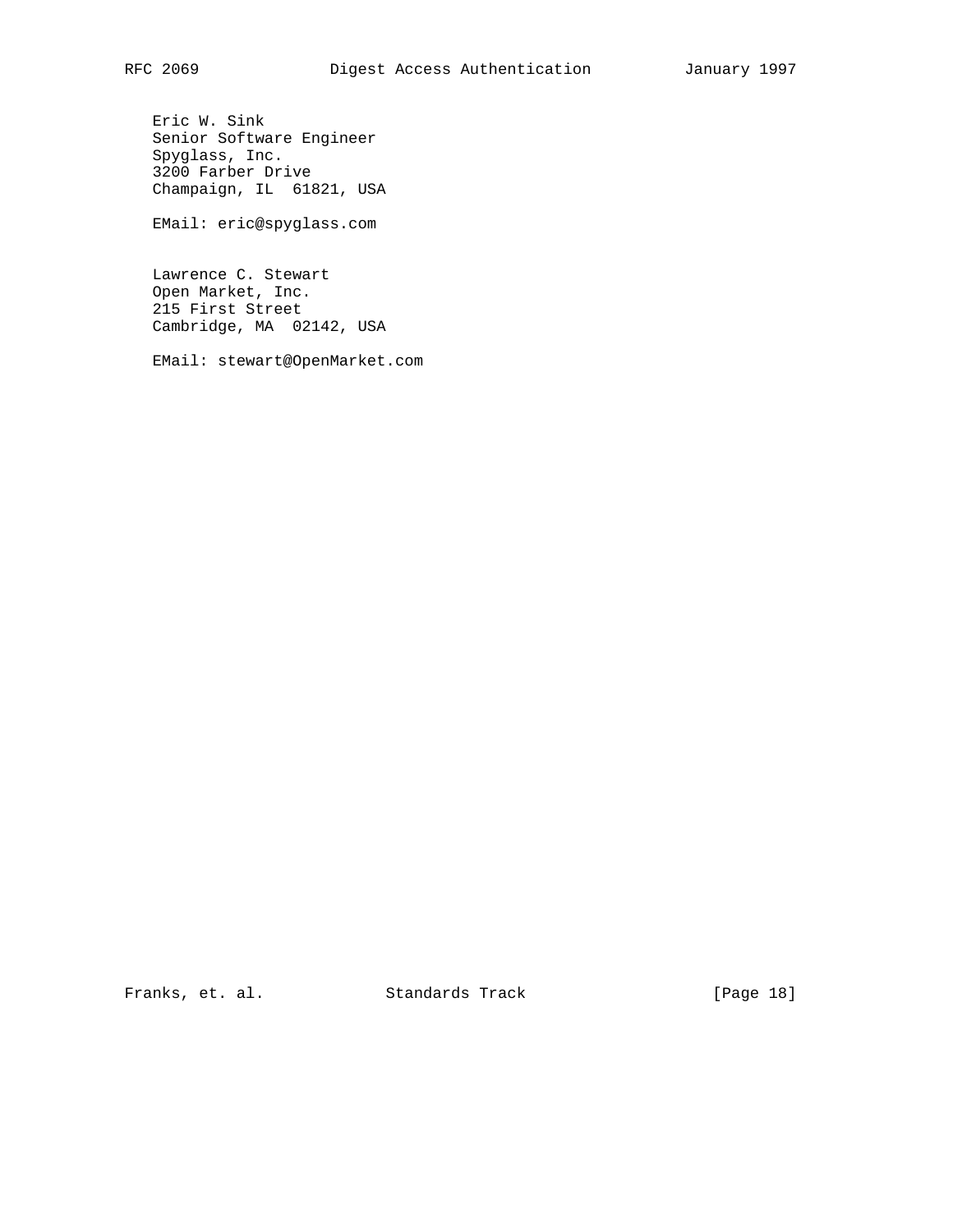Eric W. Sink
Senior Software Engineer
Spyglass, Inc.
3200 Farber Drive
Champaign, IL  61821, USA

EMail: eric@spyglass.com

Lawrence C. Stewart
Open Market, Inc.
215 First Street
Cambridge, MA  02142, USA

EMail: stewart@OpenMarket.com